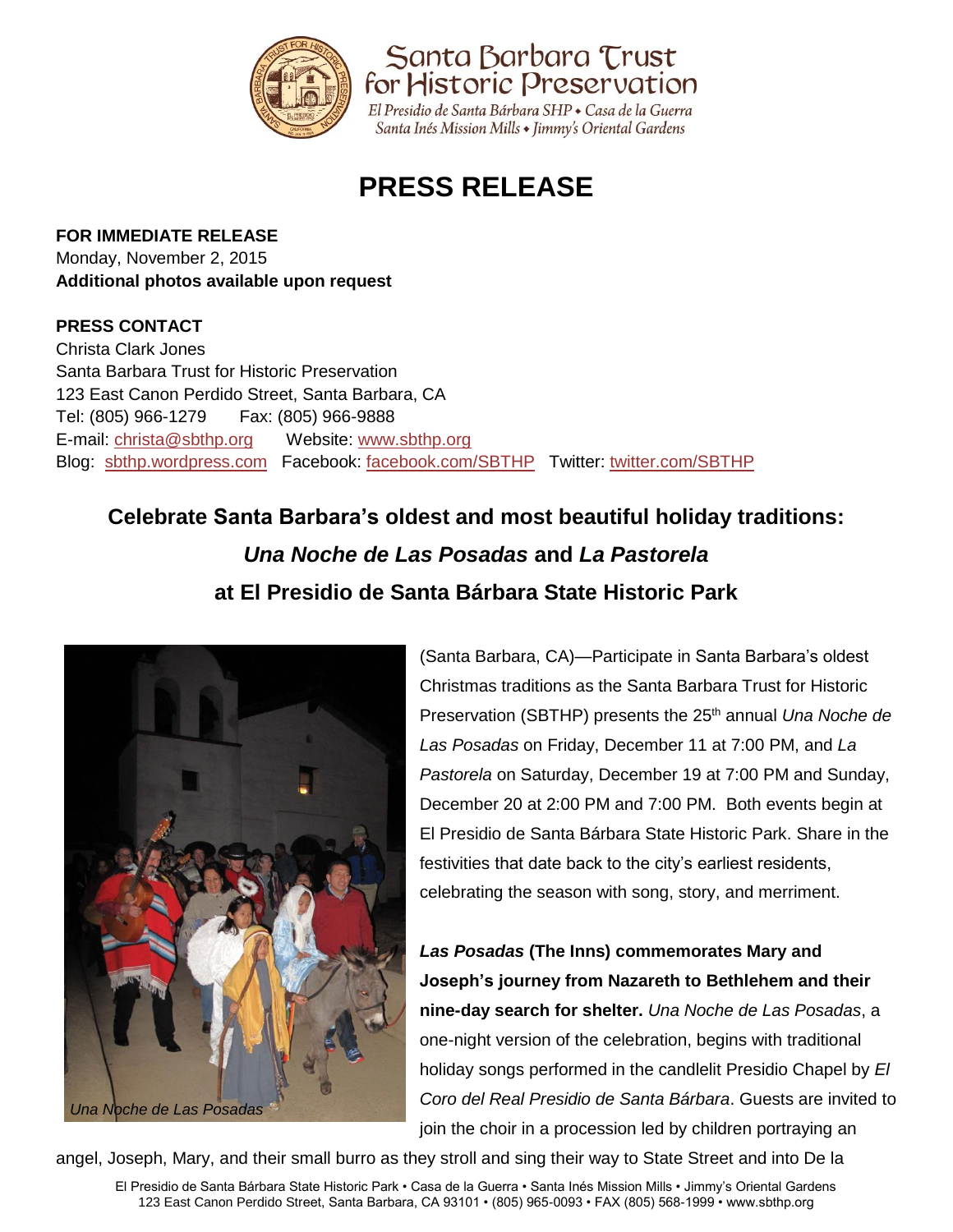Santa Barbara Trust for Historic Preservation

El Presidio de Santa Bárbara SHP • Casa de la Guerra
Santa Inés Mission Mills • Jimmy's Oriental Gardens

# PRESS RELEASE

**FOR IMMEDIATE RELEASE**
Monday, November 2, 2015
**Additional photos available upon request**

**PRESS CONTACT**
Christa Clark Jones
Santa Barbara Trust for Historic Preservation
123 East Canon Perdido Street, Santa Barbara, CA
Tel: (805) 966-1279 Fax: (805) 966-9888
E-mail: christa@sbthp.org Website: www.sbthp.org
Blog: sbthp.wordpress.com Facebook: facebook.com/SBTHP Twitter: twitter.com/SBTHP

## Celebrate Santa Barbara's oldest and most beautiful holiday traditions: *Una Noche de Las Posadas* and *La Pastorela* at El Presidio de Santa Bárbara State Historic Park

*Una Noche de Las Posadas*

(Santa Barbara, CA)—Participate in Santa Barbara's oldest Christmas traditions as the Santa Barbara Trust for Historic Preservation (SBTHP) presents the 25th annual *Una Noche de Las Posadas* on Friday, December 11 at 7:00 PM, and *La Pastorela* on Saturday, December 19 at 7:00 PM and Sunday, December 20 at 2:00 PM and 7:00 PM. Both events begin at El Presidio de Santa Bárbara State Historic Park. Share in the festivities that date back to the city's earliest residents, celebrating the season with song, story, and merriment.

***Las Posadas* (The Inns) commemorates Mary and Joseph's journey from Nazareth to Bethlehem and their nine-day search for shelter.** *Una Noche de Las Posadas*, a one-night version of the celebration, begins with traditional holiday songs performed in the candlelit Presidio Chapel by *El Coro del Real Presidio de Santa Bárbara*. Guests are invited to join the choir in a procession led by children portraying an angel, Joseph, Mary, and their small burro as they stroll and sing their way to State Street and into De la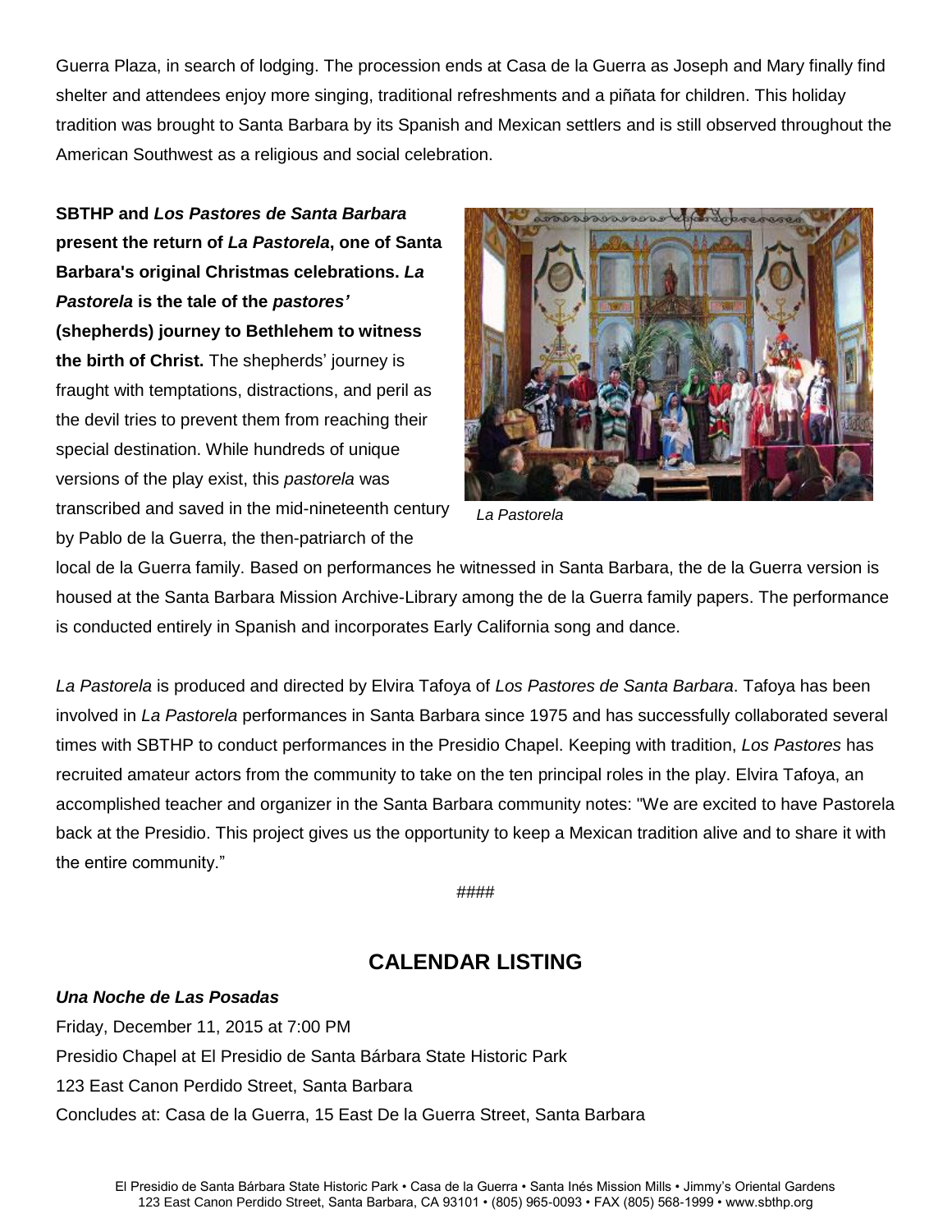Guerra Plaza, in search of lodging. The procession ends at Casa de la Guerra as Joseph and Mary finally find shelter and attendees enjoy more singing, traditional refreshments and a piñata for children. This holiday tradition was brought to Santa Barbara by its Spanish and Mexican settlers and is still observed throughout the American Southwest as a religious and social celebration.

**SBTHP and *Los Pastores de Santa Barbara* present the return of *La Pastorela*, one of Santa Barbara's original Christmas celebrations. *La Pastorela* is the tale of the *pastores'* (shepherds) journey to Bethlehem to witness the birth of Christ.** The shepherds' journey is fraught with temptations, distractions, and peril as the devil tries to prevent them from reaching their special destination. While hundreds of unique versions of the play exist, this *pastorela* was transcribed and saved in the mid-nineteenth century by Pablo de la Guerra, the then-patriarch of the local de la Guerra family. Based on performances he witnessed in Santa Barbara, the de la Guerra version is housed at the Santa Barbara Mission Archive-Library among the de la Guerra family papers. The performance is conducted entirely in Spanish and incorporates Early California song and dance.

*La Pastorela*

*La Pastorela* is produced and directed by Elvira Tafoya of *Los Pastores de Santa Barbara*. Tafoya has been involved in *La Pastorela* performances in Santa Barbara since 1975 and has successfully collaborated several times with SBTHP to conduct performances in the Presidio Chapel. Keeping with tradition, *Los Pastores* has recruited amateur actors from the community to take on the ten principal roles in the play. Elvira Tafoya, an accomplished teacher and organizer in the Santa Barbara community notes: "We are excited to have Pastorela back at the Presidio. This project gives us the opportunity to keep a Mexican tradition alive and to share it with the entire community."

####

## CALENDAR LISTING

***Una Noche de Las Posadas***

Friday, December 11, 2015 at 7:00 PM

Presidio Chapel at El Presidio de Santa Bárbara State Historic Park

123 East Canon Perdido Street, Santa Barbara

Concludes at: Casa de la Guerra, 15 East De la Guerra Street, Santa Barbara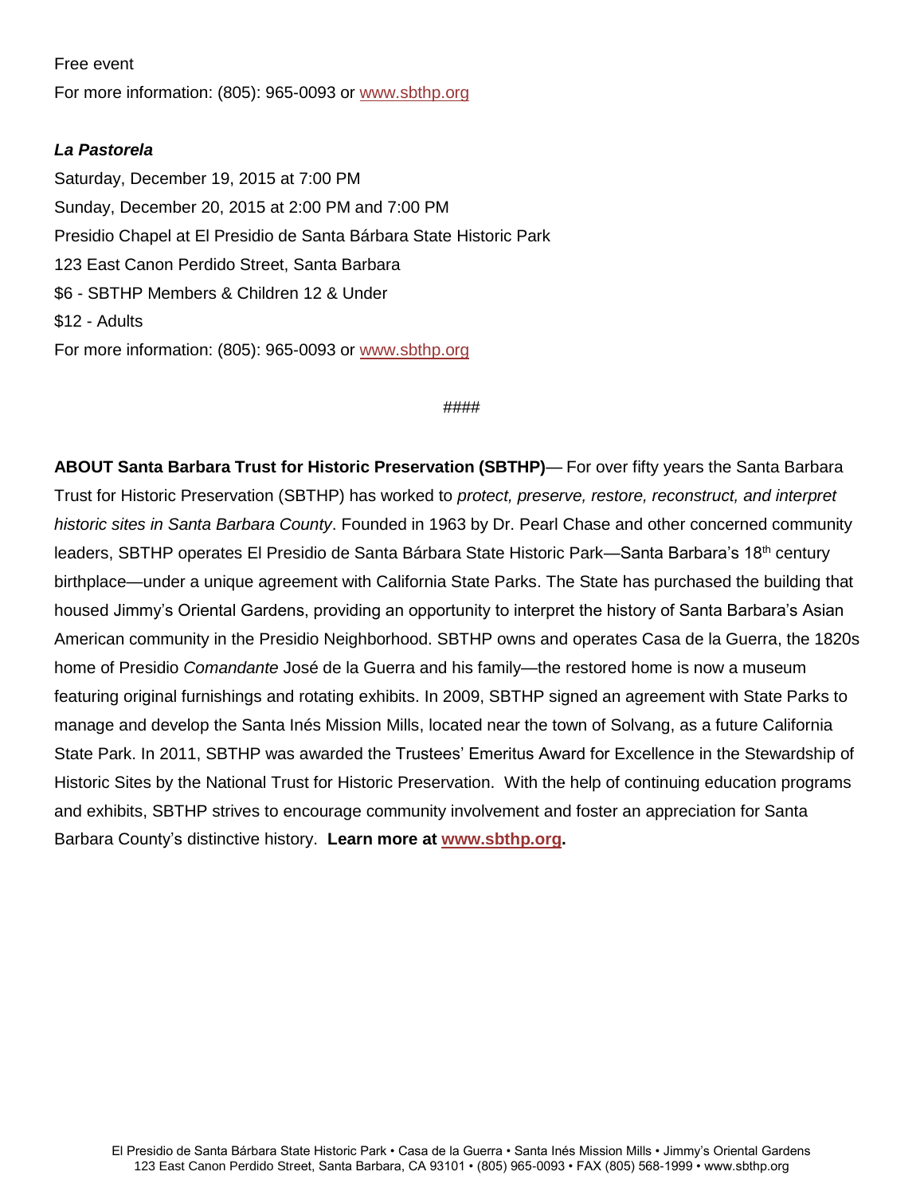Free event

For more information: (805): 965-0093 or [www.sbthp.org](www.sbthp.org)

***La Pastorela***

Saturday, December 19, 2015 at 7:00 PM

Sunday, December 20, 2015 at 2:00 PM and 7:00 PM

Presidio Chapel at El Presidio de Santa Bárbara State Historic Park

123 East Canon Perdido Street, Santa Barbara

$6 - SBTHP Members & Children 12 & Under

$12 - Adults

For more information: (805): 965-0093 or [www.sbthp.org](www.sbthp.org)

####

**ABOUT Santa Barbara Trust for Historic Preservation (SBTHP)**— For over fifty years the Santa Barbara Trust for Historic Preservation (SBTHP) has worked to *protect, preserve, restore, reconstruct, and interpret historic sites in Santa Barbara County*. Founded in 1963 by Dr. Pearl Chase and other concerned community leaders, SBTHP operates El Presidio de Santa Bárbara State Historic Park—Santa Barbara's 18th century birthplace—under a unique agreement with California State Parks. The State has purchased the building that housed Jimmy's Oriental Gardens, providing an opportunity to interpret the history of Santa Barbara's Asian American community in the Presidio Neighborhood. SBTHP owns and operates Casa de la Guerra, the 1820s home of Presidio *Comandante* José de la Guerra and his family—the restored home is now a museum featuring original furnishings and rotating exhibits. In 2009, SBTHP signed an agreement with State Parks to manage and develop the Santa Inés Mission Mills, located near the town of Solvang, as a future California State Park. In 2011, SBTHP was awarded the Trustees' Emeritus Award for Excellence in the Stewardship of Historic Sites by the National Trust for Historic Preservation. With the help of continuing education programs and exhibits, SBTHP strives to encourage community involvement and foster an appreciation for Santa Barbara County's distinctive history. **Learn more at [www.sbthp.org](www.sbthp.org).**

El Presidio de Santa Bárbara State Historic Park • Casa de la Guerra • Santa Inés Mission Mills • Jimmy's Oriental Gardens
123 East Canon Perdido Street, Santa Barbara, CA 93101 • (805) 965-0093 • FAX (805) 568-1999 • www.sbthp.org